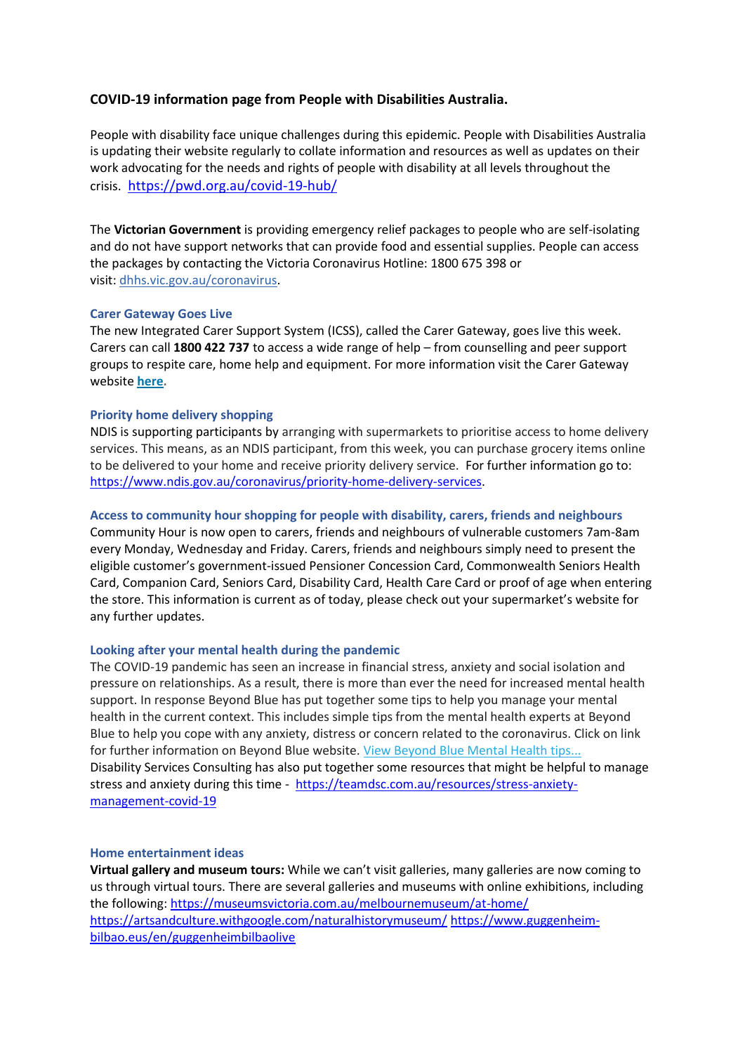### COVID-19 information page from People with Disabilities Australia.

People with disability face unique challenges during this epidemic. People with Disabilities Australia is updating their website regularly to collate information and resources as well as updates on their work advocating for the needs and rights of people with disability at all levels throughout the crisis. https://pwd.org.au/covid-19-hub/

The **Victorian Government** is providing emergency relief packages to people who are self-isolating and do not have support networks that can provide food and essential supplies. People can access the packages by contacting the Victoria Coronavirus Hotline: 1800 675 398 or visit: dhhs.vic.gov.au/coronavirus.

#### Carer Gateway Goes Live

The new Integrated Carer Support System (ICSS), called the Carer Gateway, goes live this week. Carers can call **1800 422 737** to access a wide range of help – from counselling and peer support groups to respite care, home help and equipment. For more information visit the Carer Gateway website **here**.

#### Priority home delivery shopping

NDIS is supporting participants by arranging with supermarkets to prioritise access to home delivery services. This means, as an NDIS participant, from this week, you can purchase grocery items online to be delivered to your home and receive priority delivery service. For further information go to: https://www.ndis.gov.au/coronavirus/priority-home-delivery-services.

#### Access to community hour shopping for people with disability, carers, friends and neighbours

Community Hour is now open to carers, friends and neighbours of vulnerable customers 7am-8am every Monday, Wednesday and Friday. Carers, friends and neighbours simply need to present the eligible customer's government-issued Pensioner Concession Card, Commonwealth Seniors Health Card, Companion Card, Seniors Card, Disability Card, Health Care Card or proof of age when entering the store. This information is current as of today, please check out your supermarket's website for any further updates.

#### Looking after your mental health during the pandemic

The COVID-19 pandemic has seen an increase in financial stress, anxiety and social isolation and pressure on relationships. As a result, there is more than ever the need for increased mental health support. In response Beyond Blue has put together some tips to help you manage your mental health in the current context. This includes simple tips from the mental health experts at Beyond Blue to help you cope with any anxiety, distress or concern related to the coronavirus. Click on link for further information on Beyond Blue website. View Beyond Blue Mental Health tips...
Disability Services Consulting has also put together some resources that might be helpful to manage stress and anxiety during this time - https://teamdsc.com.au/resources/stress-anxiety-management-covid-19

#### Home entertainment ideas

**Virtual gallery and museum tours:** While we can't visit galleries, many galleries are now coming to us through virtual tours. There are several galleries and museums with online exhibitions, including the following: https://museumsvictoria.com.au/melbournemuseum/at-home/
https://artsandculture.withgoogle.com/naturalhistorymuseum/ https://www.guggenheim-bilbao.eus/en/guggenheimbilbaolive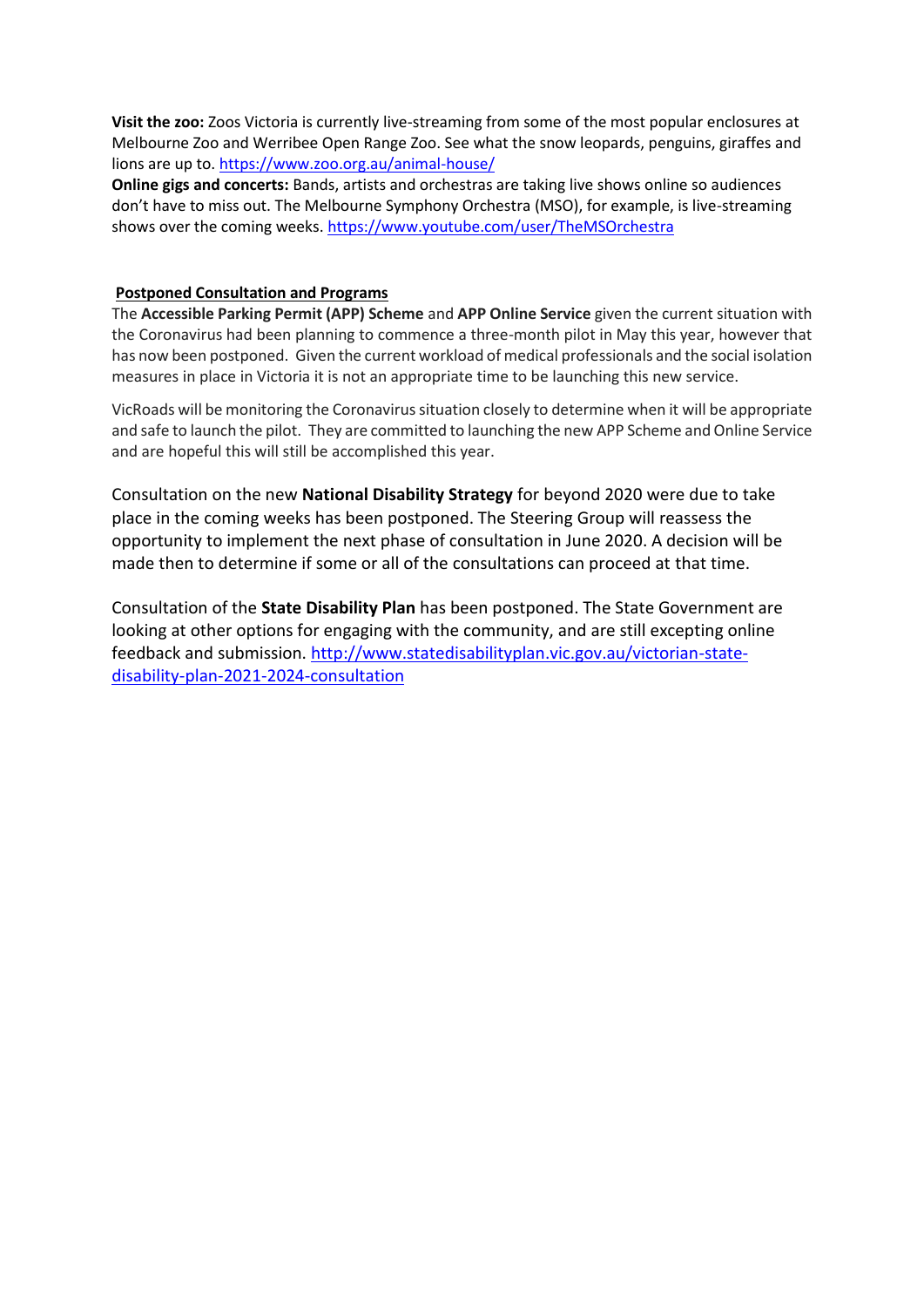**Visit the zoo:** Zoos Victoria is currently live-streaming from some of the most popular enclosures at Melbourne Zoo and Werribee Open Range Zoo. See what the snow leopards, penguins, giraffes and lions are up to. https://www.zoo.org.au/animal-house/

**Online gigs and concerts:** Bands, artists and orchestras are taking live shows online so audiences don't have to miss out. The Melbourne Symphony Orchestra (MSO), for example, is live-streaming shows over the coming weeks. https://www.youtube.com/user/TheMSOrchestra

**Postponed Consultation and Programs**

The **Accessible Parking Permit (APP) Scheme** and **APP Online Service** given the current situation with the Coronavirus had been planning to commence a three-month pilot in May this year, however that has now been postponed. Given the current workload of medical professionals and the social isolation measures in place in Victoria it is not an appropriate time to be launching this new service.

VicRoads will be monitoring the Coronavirus situation closely to determine when it will be appropriate and safe to launch the pilot. They are committed to launching the new APP Scheme and Online Service and are hopeful this will still be accomplished this year.

Consultation on the new **National Disability Strategy** for beyond 2020 were due to take place in the coming weeks has been postponed. The Steering Group will reassess the opportunity to implement the next phase of consultation in June 2020. A decision will be made then to determine if some or all of the consultations can proceed at that time.

Consultation of the **State Disability Plan** has been postponed. The State Government are looking at other options for engaging with the community, and are still excepting online feedback and submission. http://www.statedisabilityplan.vic.gov.au/victorian-state-disability-plan-2021-2024-consultation